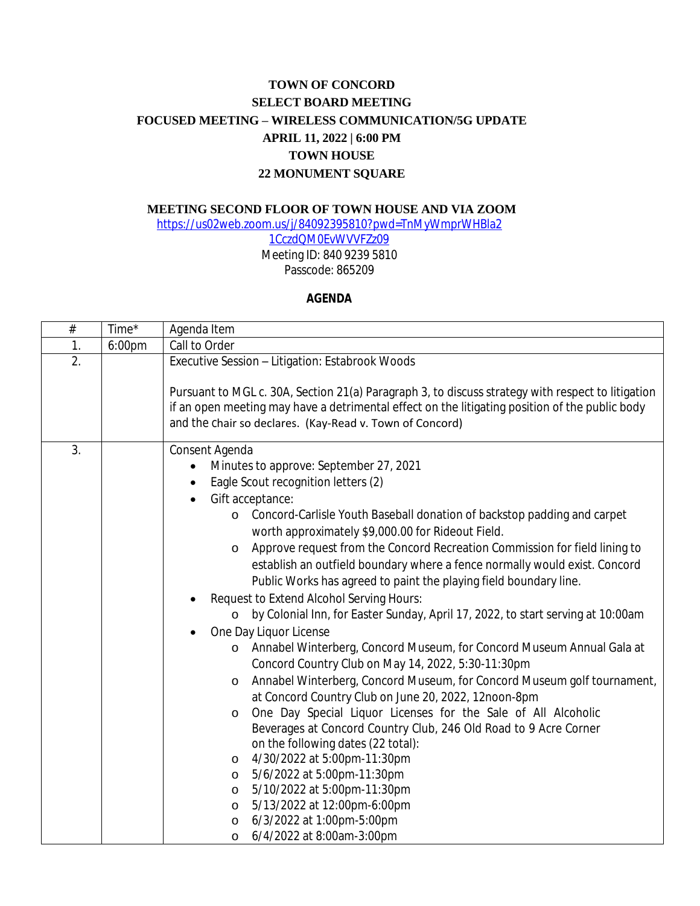# TOWN OF CONCORD
## SELECT BOARD MEETING
## FOCUSED MEETING – WIRELESS COMMUNICATION/5G UPDATE
## APRIL 11, 2022 | 6:00 PM
## TOWN HOUSE
## 22 MONUMENT SQUARE

**MEETING SECOND FLOOR OF TOWN HOUSE AND VIA ZOOM**

https://us02web.zoom.us/j/84092395810?pwd=TnMyWmprWHBla21CczdQM0EvWVVFZz09

Meeting ID: 840 9239 5810

Passcode: 865209

**AGENDA**

| # | Time* | Agenda Item |
|---|---|---|
| 1. | 6:00pm | Call to Order |
| 2. | | Executive Session – Litigation: Estabrook Woods<br><br>Pursuant to MGL c. 30A, Section 21(a) Paragraph 3, to discuss strategy with respect to litigation if an open meeting may have a detrimental effect on the litigating position of the public body and the chair so declares. (Kay-Read v. Town of Concord) |
| 3. | | Consent Agenda<br>• Minutes to approve: September 27, 2021<br>• Eagle Scout recognition letters (2)<br>• Gift acceptance:<br>o Concord-Carlisle Youth Baseball donation of backstop padding and carpet worth approximately $9,000.00 for Rideout Field.<br>o Approve request from the Concord Recreation Commission for field lining to establish an outfield boundary where a fence normally would exist. Concord Public Works has agreed to paint the playing field boundary line.<br>• Request to Extend Alcohol Serving Hours:<br>o by Colonial Inn, for Easter Sunday, April 17, 2022, to start serving at 10:00am<br>• One Day Liquor License<br>o Annabel Winterberg, Concord Museum, for Concord Museum Annual Gala at Concord Country Club on May 14, 2022, 5:30-11:30pm<br>o Annabel Winterberg, Concord Museum, for Concord Museum golf tournament, at Concord Country Club on June 20, 2022, 12noon-8pm<br>o One Day Special Liquor Licenses for the Sale of All Alcoholic Beverages at Concord Country Club, 246 Old Road to 9 Acre Corner on the following dates (22 total):<br>o 4/30/2022 at 5:00pm-11:30pm<br>o 5/6/2022 at 5:00pm-11:30pm<br>o 5/10/2022 at 5:00pm-11:30pm<br>o 5/13/2022 at 12:00pm-6:00pm<br>o 6/3/2022 at 1:00pm-5:00pm<br>o 6/4/2022 at 8:00am-3:00pm |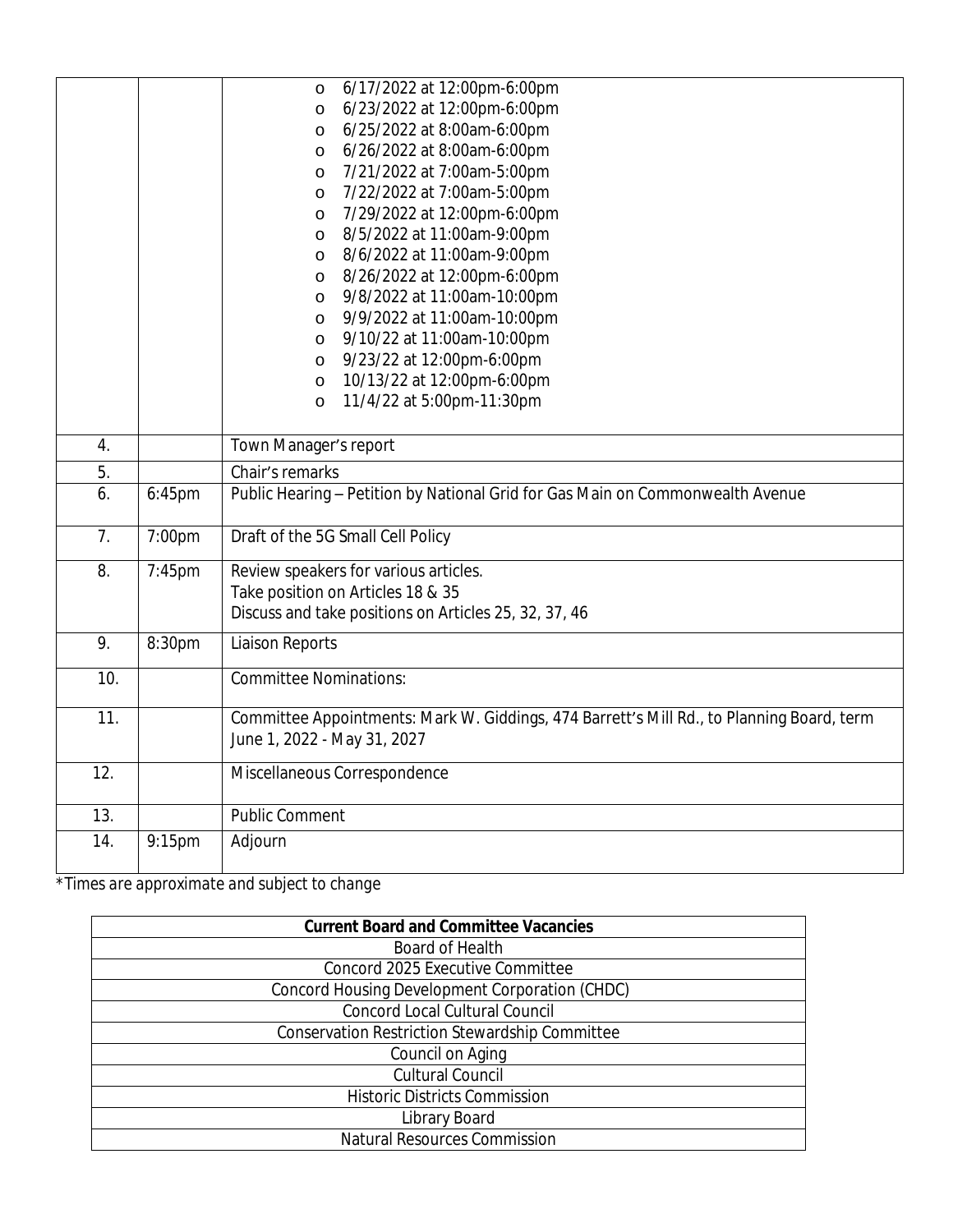| | | |
|---|---|---|
| | | o 6/17/2022 at 12:00pm-6:00pm<br>o 6/23/2022 at 12:00pm-6:00pm<br>o 6/25/2022 at 8:00am-6:00pm<br>o 6/26/2022 at 8:00am-6:00pm<br>o 7/21/2022 at 7:00am-5:00pm<br>o 7/22/2022 at 7:00am-5:00pm<br>o 7/29/2022 at 12:00pm-6:00pm<br>o 8/5/2022 at 11:00am-9:00pm<br>o 8/6/2022 at 11:00am-9:00pm<br>o 8/26/2022 at 12:00pm-6:00pm<br>o 9/8/2022 at 11:00am-10:00pm<br>o 9/9/2022 at 11:00am-10:00pm<br>o 9/10/22 at 11:00am-10:00pm<br>o 9/23/22 at 12:00pm-6:00pm<br>o 10/13/22 at 12:00pm-6:00pm<br>o 11/4/22 at 5:00pm-11:30pm |
| 4. | | Town Manager's report |
| 5. | | Chair's remarks |
| 6. | 6:45pm | Public Hearing – Petition by National Grid for Gas Main on Commonwealth Avenue |
| 7. | 7:00pm | Draft of the 5G Small Cell Policy |
| 8. | 7:45pm | Review speakers for various articles.<br>Take position on Articles 18 & 35<br>Discuss and take positions on Articles 25, 32, 37, 46 |
| 9. | 8:30pm | Liaison Reports |
| 10. | | Committee Nominations: |
| 11. | | Committee Appointments: Mark W. Giddings, 474 Barrett's Mill Rd., to Planning Board, term June 1, 2022 - May 31, 2027 |
| 12. | | Miscellaneous Correspondence |
| 13. | | Public Comment |
| 14. | 9:15pm | Adjourn |

*Times are approximate and subject to change

| **Current Board and Committee Vacancies** |
|---|
| Board of Health |
| Concord 2025 Executive Committee |
| Concord Housing Development Corporation (CHDC) |
| Concord Local Cultural Council |
| Conservation Restriction Stewardship Committee |
| Council on Aging |
| Cultural Council |
| Historic Districts Commission |
| Library Board |
| Natural Resources Commission |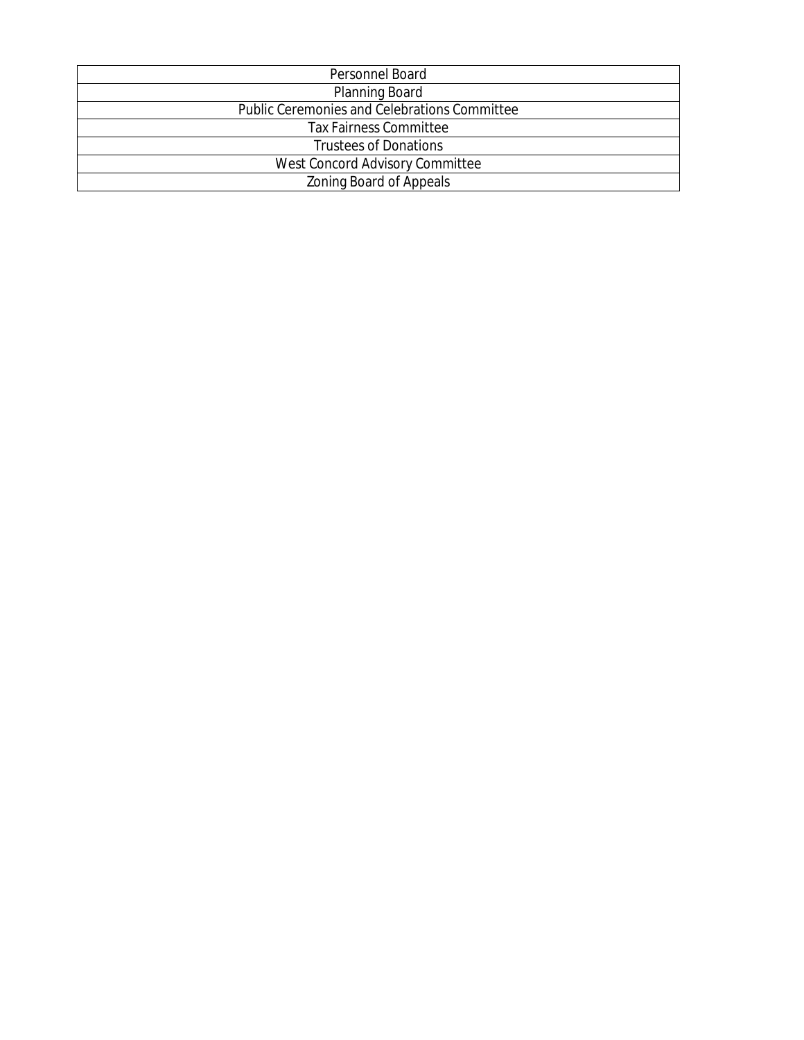| |
|---|
| Personnel Board |
| Planning Board |
| Public Ceremonies and Celebrations Committee |
| Tax Fairness Committee |
| Trustees of Donations |
| West Concord Advisory Committee |
| Zoning Board of Appeals |